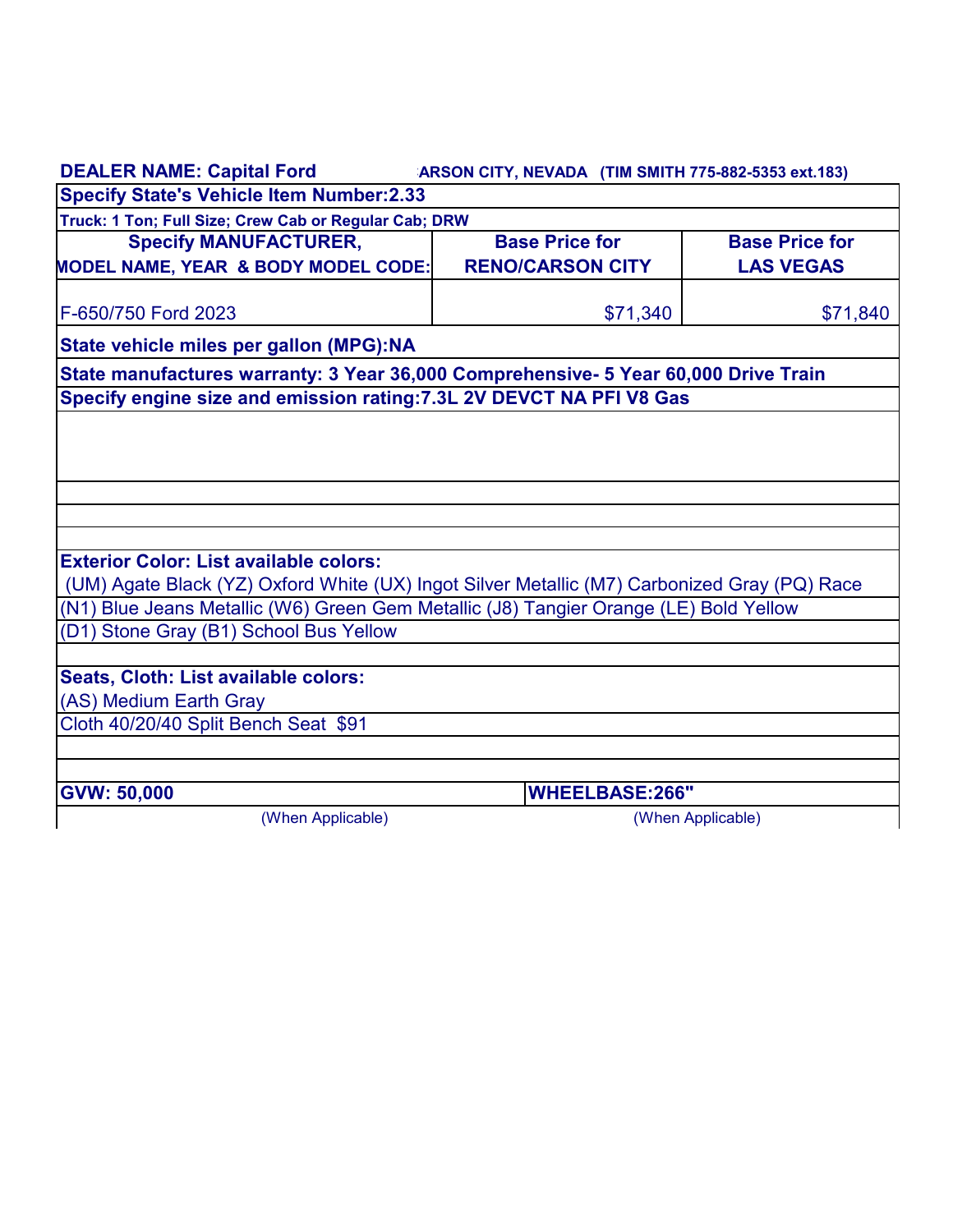**DEALER NAME: Capital Ford** **:ARSON CITY, NEVADA (TIM SMITH 775-882-5353 ext.183)**

**Specify State's Vehicle Item Number:2.33**

**Truck: 1 Ton; Full Size; Crew Cab or Regular Cab; DRW**

| Specify MANUFACTURER, MODEL NAME, YEAR & BODY MODEL CODE: | Base Price for RENO/CARSON CITY | Base Price for LAS VEGAS |
|---|---|---|
| F-650/750 Ford 2023 | $71,340 | $71,840 |

**State vehicle miles per gallon (MPG):NA**

**State manufactures warranty: 3 Year 36,000 Comprehensive- 5 Year 60,000 Drive Train**

**Specify engine size and emission rating:7.3L 2V DEVCT NA PFI V8 Gas**

**Exterior Color: List available colors:**

(UM) Agate Black (YZ) Oxford White (UX) Ingot Silver Metallic (M7) Carbonized Gray (PQ) Race

(N1) Blue Jeans Metallic (W6) Green Gem Metallic (J8) Tangier Orange (LE) Bold Yellow

(D1) Stone Gray (B1) School Bus Yellow

**Seats, Cloth: List available colors:**

(AS) Medium Earth Gray

Cloth 40/20/40 Split Bench Seat $91

| GVW: 50,000 | WHEELBASE:266" |
|---|---|
| (When Applicable) | (When Applicable) |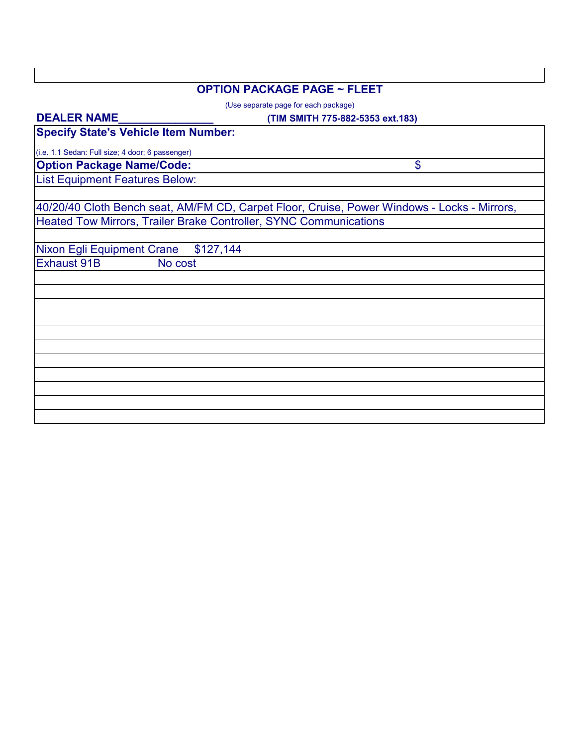## OPTION PACKAGE PAGE ~ FLEET

(Use separate page for each package)

**DEALER NAME**_______________ **(TIM SMITH 775-882-5353 ext.183)**

**Specify State's Vehicle Item Number:**

(i.e. 1.1 Sedan: Full size; 4 door; 6 passenger)

**Option Package Name/Code:** $

List Equipment Features Below:

40/20/40 Cloth Bench seat, AM/FM CD, Carpet Floor, Cruise, Power Windows - Locks - Mirrors, Heated Tow Mirrors, Trailer Brake Controller, SYNC Communications

Nixon Egli Equipment Crane $127,144

Exhaust 91B No cost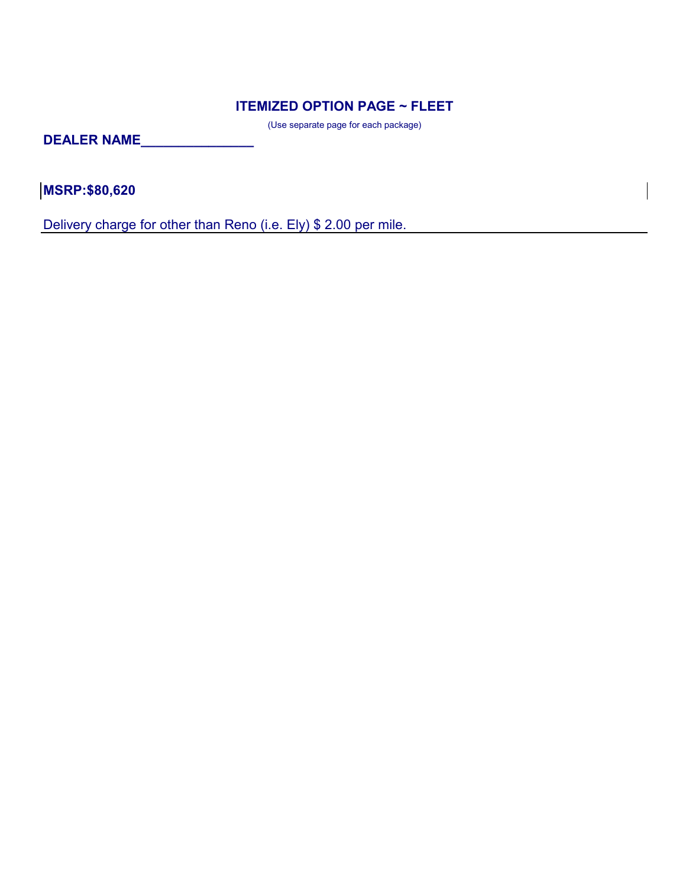## ITEMIZED OPTION PAGE ~ FLEET

(Use separate page for each package)

**DEALER NAME_______________**

**MSRP:$80,620**

Delivery charge for other than Reno (i.e. Ely) $ 2.00 per mile.